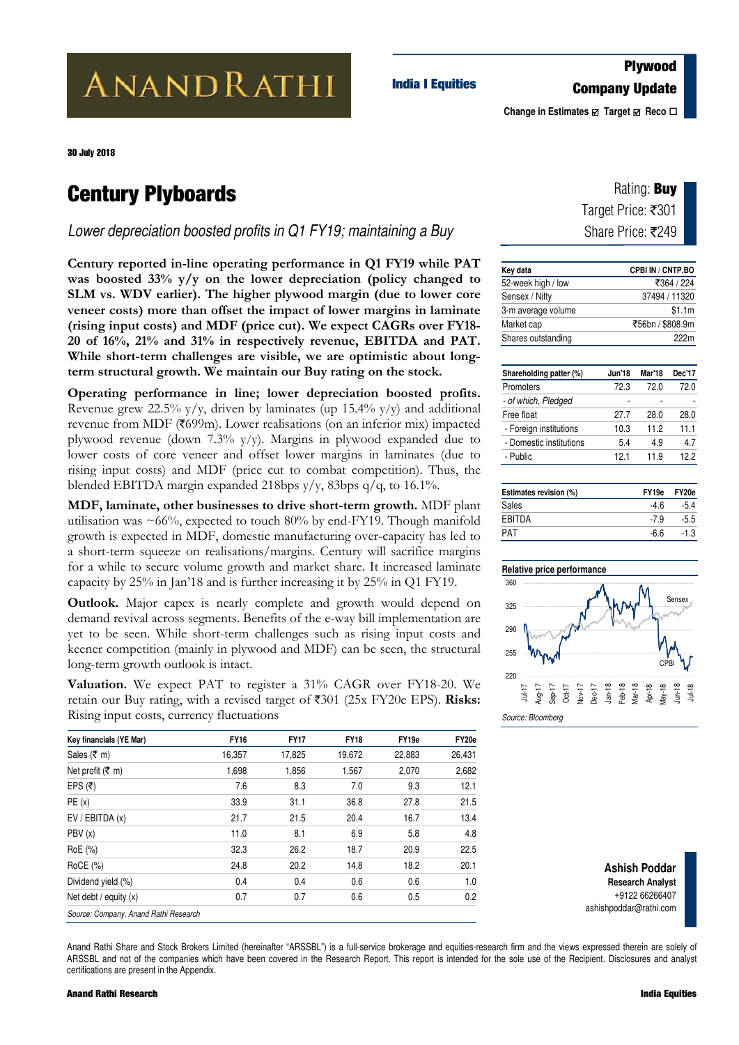ANANDRATHI

India I Equities

**Plywood**
**Company Update**

Change in Estimates ☑ Target ☑ Reco ☐

**30 July 2018**

# Century Plyboards

*Lower depreciation boosted profits in Q1 FY19; maintaining a Buy*

Rating: **Buy**
Target Price: ₹301
Share Price: ₹249

**Century reported in-line operating performance in Q1 FY19 while PAT was boosted 33% y/y on the lower depreciation (policy changed to SLM vs. WDV earlier). The higher plywood margin (due to lower core veneer costs) more than offset the impact of lower margins in laminate (rising input costs) and MDF (price cut). We expect CAGRs over FY18-20 of 16%, 21% and 31% in respectively revenue, EBITDA and PAT. While short-term challenges are visible, we are optimistic about long-term structural growth. We maintain our Buy rating on the stock.**

**Operating performance in line; lower depreciation boosted profits.** Revenue grew 22.5% y/y, driven by laminates (up 15.4% y/y) and additional revenue from MDF (₹699m). Lower realisations (on an inferior mix) impacted plywood revenue (down 7.3% y/y). Margins in plywood expanded due to lower costs of core veneer and offset lower margins in laminates (due to rising input costs) and MDF (price cut to combat competition). Thus, the blended EBITDA margin expanded 218bps y/y, 83bps q/q, to 16.1%.

**MDF, laminate, other businesses to drive short-term growth.** MDF plant utilisation was ~66%, expected to touch 80% by end-FY19. Though manifold growth is expected in MDF, domestic manufacturing over-capacity has led to a short-term squeeze on realisations/margins. Century will sacrifice margins for a while to secure volume growth and market share. It increased laminate capacity by 25% in Jan'18 and is further increasing it by 25% in Q1 FY19.

**Outlook.** Major capex is nearly complete and growth would depend on demand revival across segments. Benefits of the e-way bill implementation are yet to be seen. While short-term challenges such as rising input costs and keener competition (mainly in plywood and MDF) can be seen, the structural long-term growth outlook is intact.

**Valuation.** We expect PAT to register a 31% CAGR over FY18-20. We retain our Buy rating, with a revised target of ₹301 (25x FY20e EPS). **Risks:** Rising input costs, currency fluctuations

| Key financials (YE Mar) | FY16 | FY17 | FY18 | FY19e | FY20e |
|---|---|---|---|---|---|
| Sales (₹ m) | 16,357 | 17,825 | 19,672 | 22,883 | 26,431 |
| Net profit (₹ m) | 1,698 | 1,856 | 1,567 | 2,070 | 2,682 |
| EPS (₹) | 7.6 | 8.3 | 7.0 | 9.3 | 12.1 |
| PE (x) | 33.9 | 31.1 | 36.8 | 27.8 | 21.5 |
| EV / EBITDA (x) | 21.7 | 21.5 | 20.4 | 16.7 | 13.4 |
| PBV (x) | 11.0 | 8.1 | 6.9 | 5.8 | 4.8 |
| RoE (%) | 32.3 | 26.2 | 18.7 | 20.9 | 22.5 |
| RoCE (%) | 24.8 | 20.2 | 14.8 | 18.2 | 20.1 |
| Dividend yield (%) | 0.4 | 0.4 | 0.6 | 0.6 | 1.0 |
| Net debt / equity (x) | 0.7 | 0.7 | 0.6 | 0.5 | 0.2 |

*Source: Company, Anand Rathi Research*

| Key data | CPBI IN / CNTP.BO |
|---|---|
| 52-week high / low | ₹364 / 224 |
| Sensex / Nifty | 37494 / 11320 |
| 3-m average volume | $1.1m |
| Market cap | ₹56bn / $808.9m |
| Shares outstanding | 222m |

| Shareholding patter (%) | Jun'18 | Mar'18 | Dec'17 |
|---|---|---|---|
| Promoters | 72.3 | 72.0 | 72.0 |
| *- of which, Pledged* | - | - | - |
| Free float | 27.7 | 28.0 | 28.0 |
| - Foreign institutions | 10.3 | 11.2 | 11.1 |
| - Domestic institutions | 5.4 | 4.9 | 4.7 |
| - Public | 12.1 | 11.9 | 12.2 |

| Estimates revision (%) | FY19e | FY20e |
|---|---|---|
| Sales | -4.6 | -5.4 |
| EBITDA | -7.9 | -5.5 |
| PAT | -6.6 | -1.3 |

**Relative price performance**

*Source: Bloomberg*

**Ashish Poddar**
**Research Analyst**
+9122 66266407
ashishpoddar@rathi.com

Anand Rathi Share and Stock Brokers Limited (hereinafter "ARSSBL") is a full-service brokerage and equities-research firm and the views expressed therein are solely of ARSSBL and not of the companies which have been covered in the Research Report. This report is intended for the sole use of the Recipient. Disclosures and analyst certifications are present in the Appendix.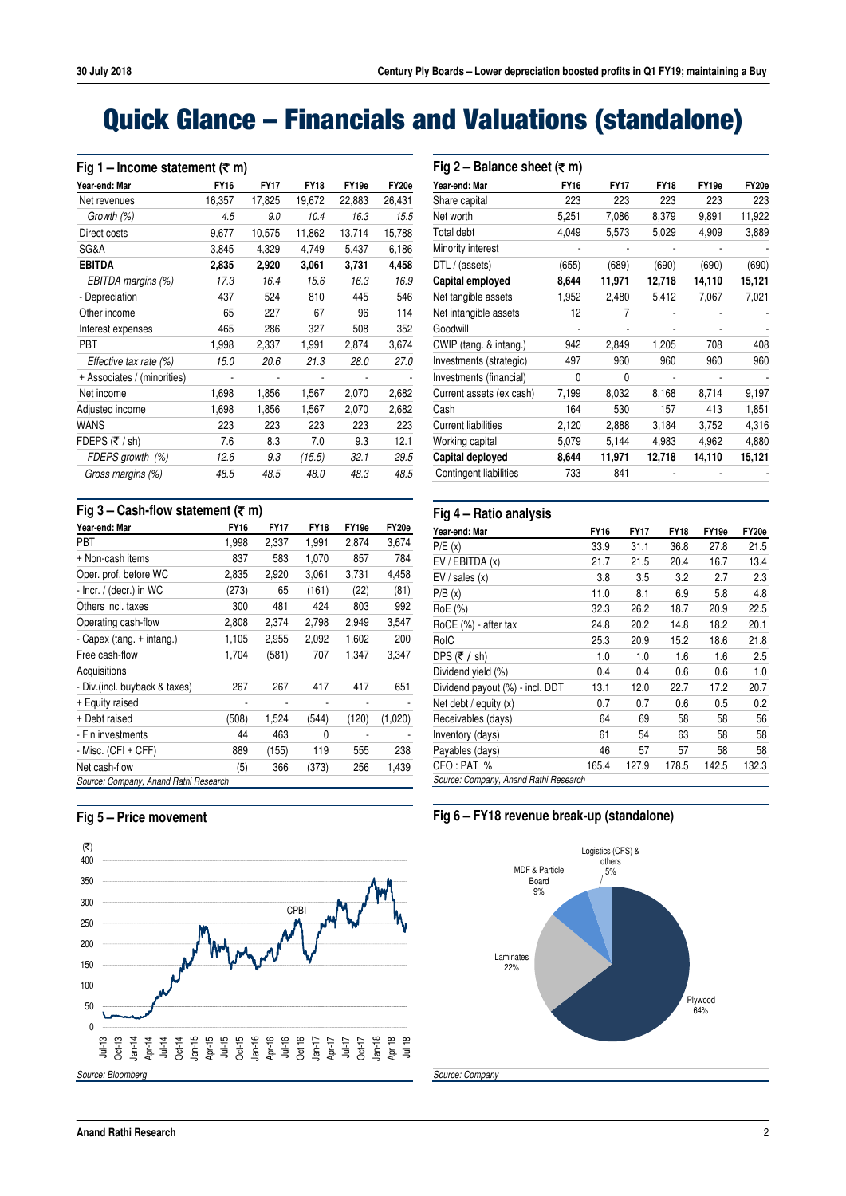# Quick Glance – Financials and Valuations (standalone)

### Fig 1 – Income statement (₹ m)

| Year-end: Mar | FY16 | FY17 | FY18 | FY19e | FY20e |
|---|---|---|---|---|---|
| Net revenues | 16,357 | 17,825 | 19,672 | 22,883 | 26,431 |
| *Growth (%)* | *4.5* | *9.0* | *10.4* | *16.3* | *15.5* |
| Direct costs | 9,677 | 10,575 | 11,862 | 13,714 | 15,788 |
| SG&A | 3,845 | 4,329 | 4,749 | 5,437 | 6,186 |
| **EBITDA** | **2,835** | **2,920** | **3,061** | **3,731** | **4,458** |
| *EBITDA margins (%)* | *17.3* | *16.4* | *15.6* | *16.3* | *16.9* |
| - Depreciation | 437 | 524 | 810 | 445 | 546 |
| Other income | 65 | 227 | 67 | 96 | 114 |
| Interest expenses | 465 | 286 | 327 | 508 | 352 |
| PBT | 1,998 | 2,337 | 1,991 | 2,874 | 3,674 |
| *Effective tax rate (%)* | *15.0* | *20.6* | *21.3* | *28.0* | *27.0* |
| + Associates / (minorities) | - | - | - | - | - |
| Net income | 1,698 | 1,856 | 1,567 | 2,070 | 2,682 |
| Adjusted income | 1,698 | 1,856 | 1,567 | 2,070 | 2,682 |
| WANS | 223 | 223 | 223 | 223 | 223 |
| FDEPS (₹ / sh) | 7.6 | 8.3 | 7.0 | 9.3 | 12.1 |
| *FDEPS growth (%)* | *12.6* | *9.3* | *(15.5)* | *32.1* | *29.5* |
| *Gross margins (%)* | *48.5* | *48.5* | *48.0* | *48.3* | *48.5* |

### Fig 2 – Balance sheet (₹ m)

| Year-end: Mar | FY16 | FY17 | FY18 | FY19e | FY20e |
|---|---|---|---|---|---|
| Share capital | 223 | 223 | 223 | 223 | 223 |
| Net worth | 5,251 | 7,086 | 8,379 | 9,891 | 11,922 |
| Total debt | 4,049 | 5,573 | 5,029 | 4,909 | 3,889 |
| Minority interest | - | - | - | - | - |
| DTL / (assets) | (655) | (689) | (690) | (690) | (690) |
| **Capital employed** | **8,644** | **11,971** | **12,718** | **14,110** | **15,121** |
| Net tangible assets | 1,952 | 2,480 | 5,412 | 7,067 | 7,021 |
| Net intangible assets | 12 | 7 | - | - | - |
| Goodwill | - | - | - | - | - |
| CWIP (tang. & intang.) | 942 | 2,849 | 1,205 | 708 | 408 |
| Investments (strategic) | 497 | 960 | 960 | 960 | 960 |
| Investments (financial) | 0 | 0 | - | - | - |
| Current assets (ex cash) | 7,199 | 8,032 | 8,168 | 8,714 | 9,197 |
| Cash | 164 | 530 | 157 | 413 | 1,851 |
| Current liabilities | 2,120 | 2,888 | 3,184 | 3,752 | 4,316 |
| Working capital | 5,079 | 5,144 | 4,983 | 4,962 | 4,880 |
| **Capital deployed** | **8,644** | **11,971** | **12,718** | **14,110** | **15,121** |
| Contingent liabilities | 733 | 841 | - | - | - |

### Fig 3 – Cash-flow statement (₹ m)

| Year-end: Mar | FY16 | FY17 | FY18 | FY19e | FY20e |
|---|---|---|---|---|---|
| PBT | 1,998 | 2,337 | 1,991 | 2,874 | 3,674 |
| + Non-cash items | 837 | 583 | 1,070 | 857 | 784 |
| Oper. prof. before WC | 2,835 | 2,920 | 3,061 | 3,731 | 4,458 |
| - Incr. / (decr.) in WC | (273) | 65 | (161) | (22) | (81) |
| Others incl. taxes | 300 | 481 | 424 | 803 | 992 |
| Operating cash-flow | 2,808 | 2,374 | 2,798 | 2,949 | 3,547 |
| - Capex (tang. + intang.) | 1,105 | 2,955 | 2,092 | 1,602 | 200 |
| Free cash-flow | 1,704 | (581) | 707 | 1,347 | 3,347 |
| Acquisitions | | | | | |
| - Div.(incl. buyback & taxes) | 267 | 267 | 417 | 417 | 651 |
| + Equity raised | - | - | - | - | - |
| + Debt raised | (508) | 1,524 | (544) | (120) | (1,020) |
| - Fin investments | 44 | 463 | 0 | - | - |
| - Misc. (CFI + CFF) | 889 | (155) | 119 | 555 | 238 |
| Net cash-flow | (5) | 366 | (373) | 256 | 1,439 |

*Source: Company, Anand Rathi Research*

### Fig 4 – Ratio analysis

| Year-end: Mar | FY16 | FY17 | FY18 | FY19e | FY20e |
|---|---|---|---|---|---|
| P/E (x) | 33.9 | 31.1 | 36.8 | 27.8 | 21.5 |
| EV / EBITDA (x) | 21.7 | 21.5 | 20.4 | 16.7 | 13.4 |
| EV / sales (x) | 3.8 | 3.5 | 3.2 | 2.7 | 2.3 |
| P/B (x) | 11.0 | 8.1 | 6.9 | 5.8 | 4.8 |
| RoE (%) | 32.3 | 26.2 | 18.7 | 20.9 | 22.5 |
| RoCE (%) - after tax | 24.8 | 20.2 | 14.8 | 18.2 | 20.1 |
| RoIC | 25.3 | 20.9 | 15.2 | 18.6 | 21.8 |
| DPS (₹ / sh) | 1.0 | 1.0 | 1.6 | 1.6 | 2.5 |
| Dividend yield (%) | 0.4 | 0.4 | 0.6 | 0.6 | 1.0 |
| Dividend payout (%) - incl. DDT | 13.1 | 12.0 | 22.7 | 17.2 | 20.7 |
| Net debt / equity (x) | 0.7 | 0.7 | 0.6 | 0.5 | 0.2 |
| Receivables (days) | 64 | 69 | 58 | 58 | 56 |
| Inventory (days) | 61 | 54 | 63 | 58 | 58 |
| Payables (days) | 46 | 57 | 57 | 58 | 58 |
| CFO : PAT % | 165.4 | 127.9 | 178.5 | 142.5 | 132.3 |

*Source: Company, Anand Rathi Research*

### Fig 5 – Price movement

(₹) 0–400; CPBI; Jul-13 to Jul-18

*Source: Bloomberg*

### Fig 6 – FY18 revenue break-up (standalone)

Plywood 64%; Laminates 22%; MDF & Particle Board 9%; Logistics (CFS) & others 5%

*Source: Company*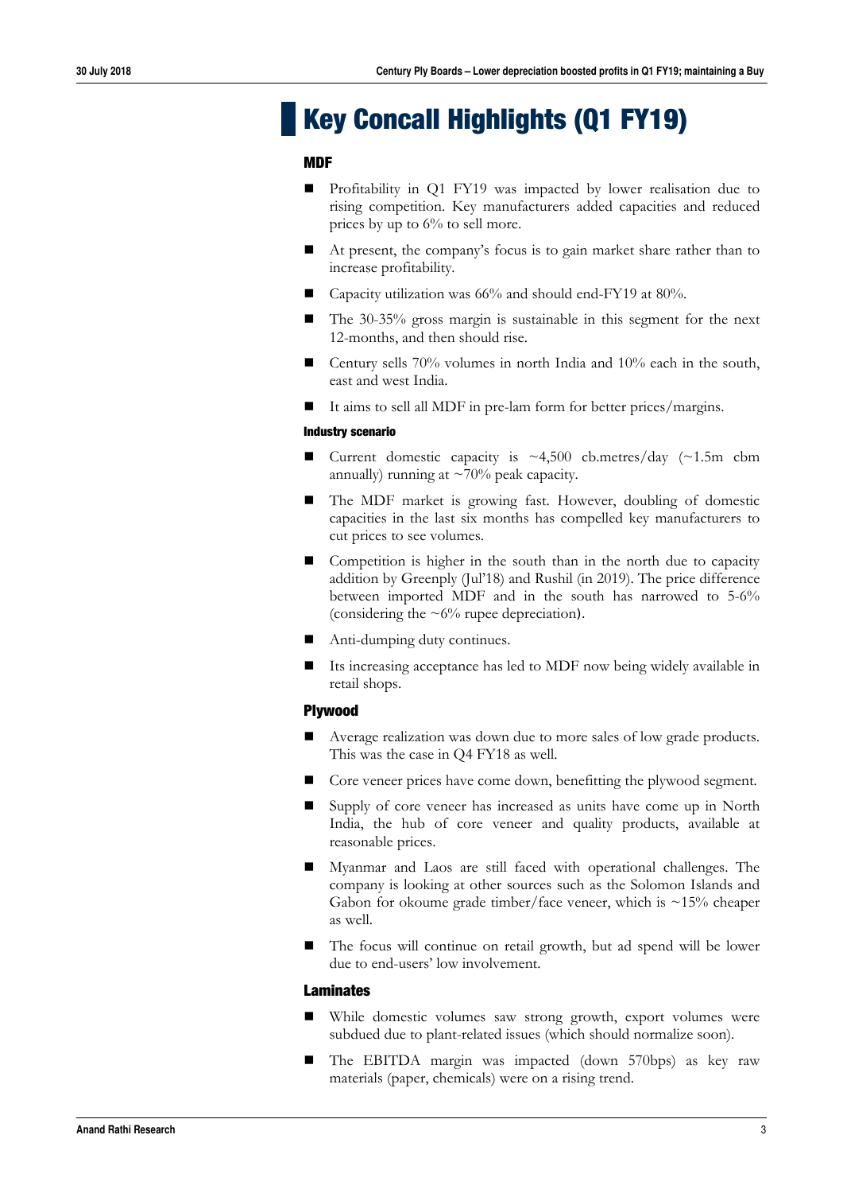# Key Concall Highlights (Q1 FY19)

## MDF

- Profitability in Q1 FY19 was impacted by lower realisation due to rising competition. Key manufacturers added capacities and reduced prices by up to 6% to sell more.
- At present, the company's focus is to gain market share rather than to increase profitability.
- Capacity utilization was 66% and should end-FY19 at 80%.
- The 30-35% gross margin is sustainable in this segment for the next 12-months, and then should rise.
- Century sells 70% volumes in north India and 10% each in the south, east and west India.
- It aims to sell all MDF in pre-lam form for better prices/margins.

### Industry scenario

- Current domestic capacity is ~4,500 cb.metres/day (~1.5m cbm annually) running at ~70% peak capacity.
- The MDF market is growing fast. However, doubling of domestic capacities in the last six months has compelled key manufacturers to cut prices to see volumes.
- Competition is higher in the south than in the north due to capacity addition by Greenply (Jul'18) and Rushil (in 2019). The price difference between imported MDF and in the south has narrowed to 5-6% (considering the ~6% rupee depreciation).
- Anti-dumping duty continues.
- Its increasing acceptance has led to MDF now being widely available in retail shops.

## Plywood

- Average realization was down due to more sales of low grade products. This was the case in Q4 FY18 as well.
- Core veneer prices have come down, benefitting the plywood segment.
- Supply of core veneer has increased as units have come up in North India, the hub of core veneer and quality products, available at reasonable prices.
- Myanmar and Laos are still faced with operational challenges. The company is looking at other sources such as the Solomon Islands and Gabon for okoume grade timber/face veneer, which is ~15% cheaper as well.
- The focus will continue on retail growth, but ad spend will be lower due to end-users' low involvement.

## Laminates

- While domestic volumes saw strong growth, export volumes were subdued due to plant-related issues (which should normalize soon).
- The EBITDA margin was impacted (down 570bps) as key raw materials (paper, chemicals) were on a rising trend.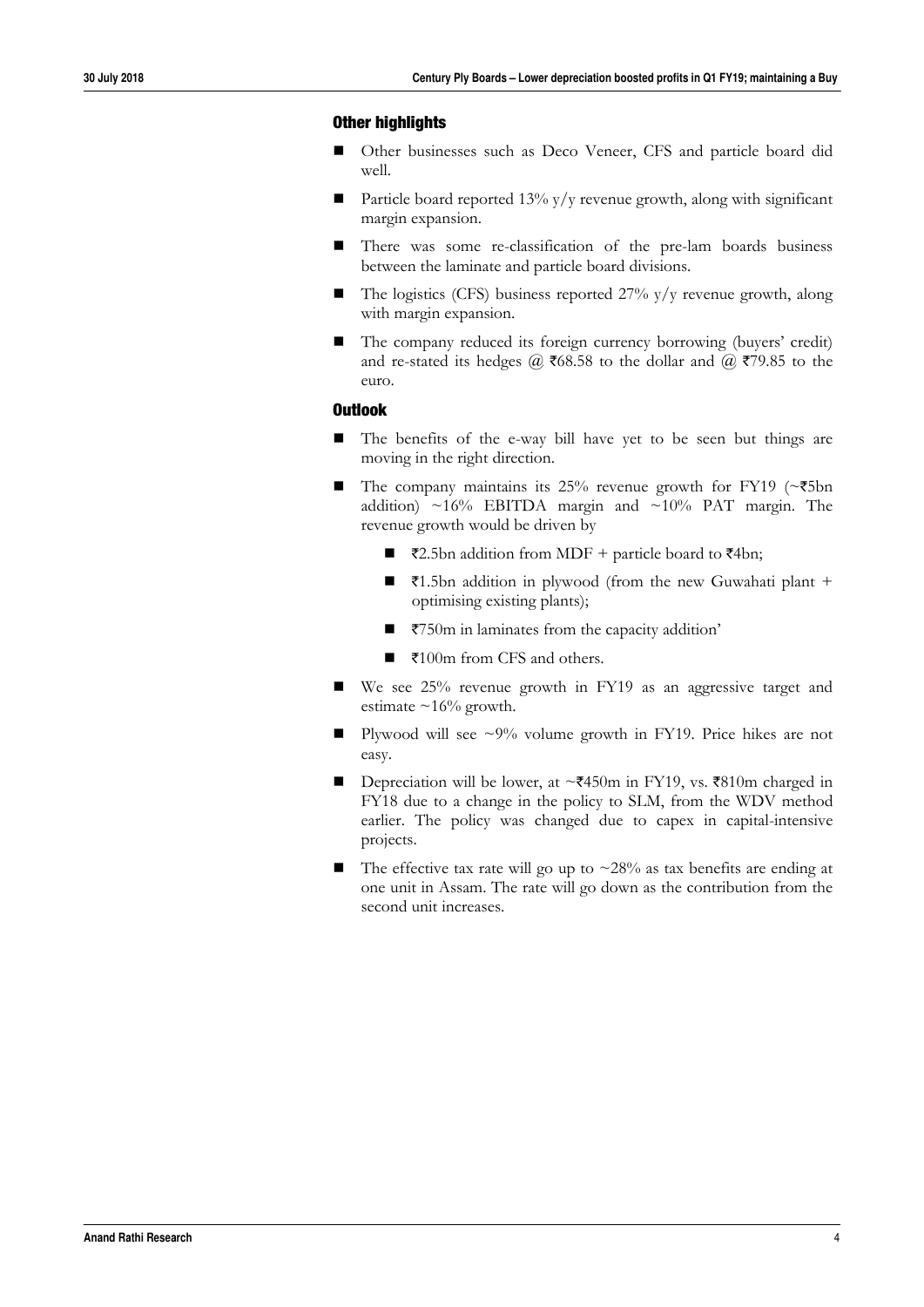### Other highlights

- Other businesses such as Deco Veneer, CFS and particle board did well.
- Particle board reported 13% y/y revenue growth, along with significant margin expansion.
- There was some re-classification of the pre-lam boards business between the laminate and particle board divisions.
- The logistics (CFS) business reported 27% y/y revenue growth, along with margin expansion.
- The company reduced its foreign currency borrowing (buyers' credit) and re-stated its hedges @ ₹68.58 to the dollar and @ ₹79.85 to the euro.

### Outlook

- The benefits of the e-way bill have yet to be seen but things are moving in the right direction.
- The company maintains its 25% revenue growth for FY19 (~₹5bn addition) ~16% EBITDA margin and ~10% PAT margin. The revenue growth would be driven by
  - ₹2.5bn addition from MDF + particle board to ₹4bn;
  - ₹1.5bn addition in plywood (from the new Guwahati plant + optimising existing plants);
  - ₹750m in laminates from the capacity addition'
  - ₹100m from CFS and others.
- We see 25% revenue growth in FY19 as an aggressive target and estimate ~16% growth.
- Plywood will see ~9% volume growth in FY19. Price hikes are not easy.
- Depreciation will be lower, at ~₹450m in FY19, vs. ₹810m charged in FY18 due to a change in the policy to SLM, from the WDV method earlier. The policy was changed due to capex in capital-intensive projects.
- The effective tax rate will go up to ~28% as tax benefits are ending at one unit in Assam. The rate will go down as the contribution from the second unit increases.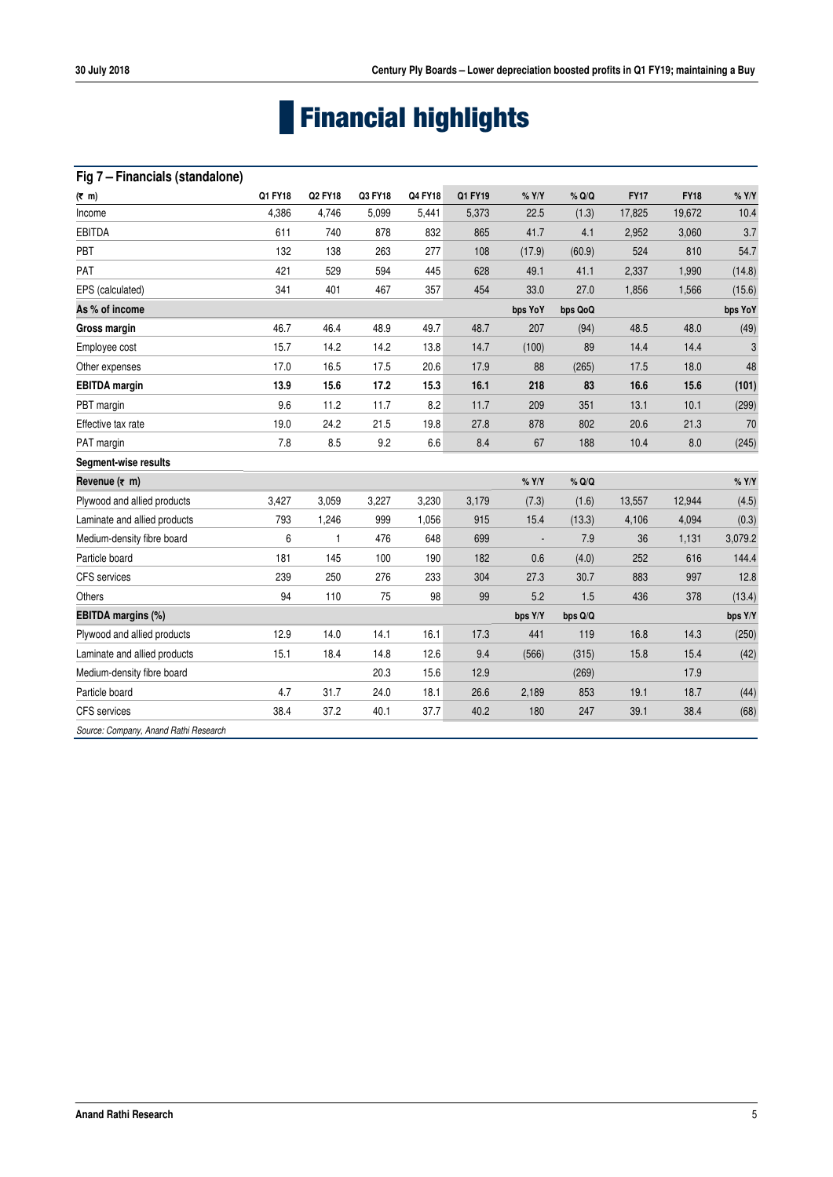# Financial highlights

**Fig 7 – Financials (standalone)**

| (₹ m) | Q1 FY18 | Q2 FY18 | Q3 FY18 | Q4 FY18 | Q1 FY19 | % Y/Y | % Q/Q | FY17 | FY18 | % Y/Y |
|---|---|---|---|---|---|---|---|---|---|---|
| Income | 4,386 | 4,746 | 5,099 | 5,441 | 5,373 | 22.5 | (1.3) | 17,825 | 19,672 | 10.4 |
| EBITDA | 611 | 740 | 878 | 832 | 865 | 41.7 | 4.1 | 2,952 | 3,060 | 3.7 |
| PBT | 132 | 138 | 263 | 277 | 108 | (17.9) | (60.9) | 524 | 810 | 54.7 |
| PAT | 421 | 529 | 594 | 445 | 628 | 49.1 | 41.1 | 2,337 | 1,990 | (14.8) |
| EPS (calculated) | 341 | 401 | 467 | 357 | 454 | 33.0 | 27.0 | 1,856 | 1,566 | (15.6) |
| **As % of income** | | | | | | **bps YoY** | **bps QoQ** | | | **bps YoY** |
| **Gross margin** | 46.7 | 46.4 | 48.9 | 49.7 | 48.7 | 207 | (94) | 48.5 | 48.0 | (49) |
| Employee cost | 15.7 | 14.2 | 14.2 | 13.8 | 14.7 | (100) | 89 | 14.4 | 14.4 | 3 |
| Other expenses | 17.0 | 16.5 | 17.5 | 20.6 | 17.9 | 88 | (265) | 17.5 | 18.0 | 48 |
| **EBITDA margin** | **13.9** | **15.6** | **17.2** | **15.3** | **16.1** | **218** | **83** | **16.6** | **15.6** | **(101)** |
| PBT margin | 9.6 | 11.2 | 11.7 | 8.2 | 11.7 | 209 | 351 | 13.1 | 10.1 | (299) |
| Effective tax rate | 19.0 | 24.2 | 21.5 | 19.8 | 27.8 | 878 | 802 | 20.6 | 21.3 | 70 |
| PAT margin | 7.8 | 8.5 | 9.2 | 6.6 | 8.4 | 67 | 188 | 10.4 | 8.0 | (245) |
| **Segment-wise results** | | | | | | | | | | |
| **Revenue (₹ m)** | | | | | | **% Y/Y** | **% Q/Q** | | | **% Y/Y** |
| Plywood and allied products | 3,427 | 3,059 | 3,227 | 3,230 | 3,179 | (7.3) | (1.6) | 13,557 | 12,944 | (4.5) |
| Laminate and allied products | 793 | 1,246 | 999 | 1,056 | 915 | 15.4 | (13.3) | 4,106 | 4,094 | (0.3) |
| Medium-density fibre board | 6 | 1 | 476 | 648 | 699 | - | 7.9 | 36 | 1,131 | 3,079.2 |
| Particle board | 181 | 145 | 100 | 190 | 182 | 0.6 | (4.0) | 252 | 616 | 144.4 |
| CFS services | 239 | 250 | 276 | 233 | 304 | 27.3 | 30.7 | 883 | 997 | 12.8 |
| Others | 94 | 110 | 75 | 98 | 99 | 5.2 | 1.5 | 436 | 378 | (13.4) |
| **EBITDA margins (%)** | | | | | | **bps Y/Y** | **bps Q/Q** | | | **bps Y/Y** |
| Plywood and allied products | 12.9 | 14.0 | 14.1 | 16.1 | 17.3 | 441 | 119 | 16.8 | 14.3 | (250) |
| Laminate and allied products | 15.1 | 18.4 | 14.8 | 12.6 | 9.4 | (566) | (315) | 15.8 | 15.4 | (42) |
| Medium-density fibre board | | | 20.3 | 15.6 | 12.9 | | (269) | | 17.9 | |
| Particle board | 4.7 | 31.7 | 24.0 | 18.1 | 26.6 | 2,189 | 853 | 19.1 | 18.7 | (44) |
| CFS services | 38.4 | 37.2 | 40.1 | 37.7 | 40.2 | 180 | 247 | 39.1 | 38.4 | (68) |

*Source: Company, Anand Rathi Research*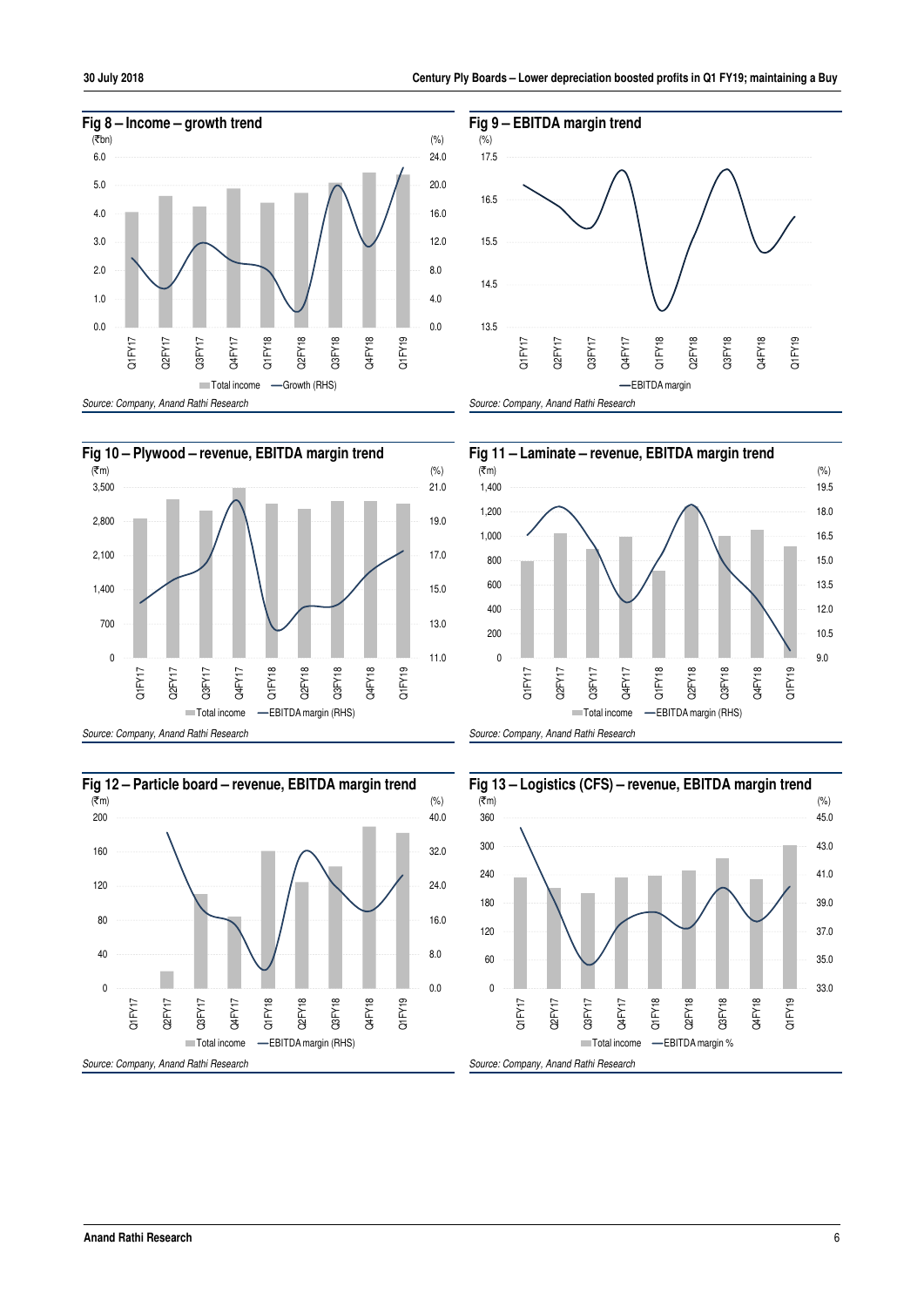**Fig 8 – Income – growth trend**

(₹bn) (%)

Total income — Growth (RHS)

*Source: Company, Anand Rathi Research*

**Fig 9 – EBITDA margin trend**

(%)

— EBITDA margin

*Source: Company, Anand Rathi Research*

**Fig 10 – Plywood – revenue, EBITDA margin trend**

(₹m) (%)

Total income — EBITDA margin (RHS)

*Source: Company, Anand Rathi Research*

**Fig 11 – Laminate – revenue, EBITDA margin trend**

(₹m) (%)

Total income — EBITDA margin (RHS)

*Source: Company, Anand Rathi Research*

**Fig 12 – Particle board – revenue, EBITDA margin trend**

(₹m) (%)

Total income — EBITDA margin (RHS)

*Source: Company, Anand Rathi Research*

**Fig 13 – Logistics (CFS) – revenue, EBITDA margin trend**

(₹m) (%)

Total income — EBITDA margin %

*Source: Company, Anand Rathi Research*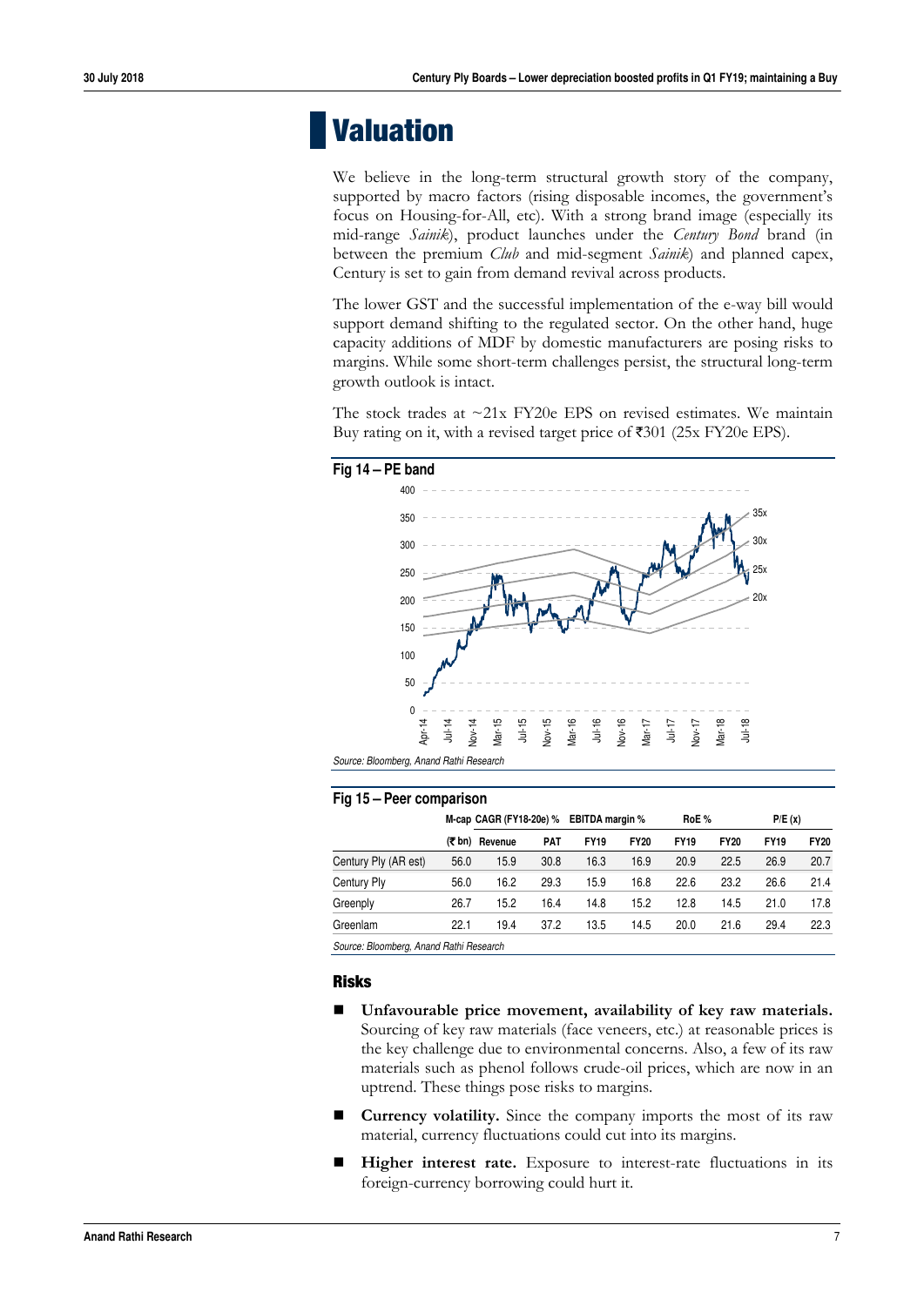# Valuation

We believe in the long-term structural growth story of the company, supported by macro factors (rising disposable incomes, the government's focus on Housing-for-All, etc). With a strong brand image (especially its mid-range *Sainik*), product launches under the *Century Bond* brand (in between the premium *Club* and mid-segment *Sainik*) and planned capex, Century is set to gain from demand revival across products.

The lower GST and the successful implementation of the e-way bill would support demand shifting to the regulated sector. On the other hand, huge capacity additions of MDF by domestic manufacturers are posing risks to margins. While some short-term challenges persist, the structural long-term growth outlook is intact.

The stock trades at ~21x FY20e EPS on revised estimates. We maintain Buy rating on it, with a revised target price of ₹301 (25x FY20e EPS).

**Fig 14 – PE band**

Source: Bloomberg, Anand Rathi Research

**Fig 15 – Peer comparison**

| | M-cap | CAGR (FY18-20e) % | | EBITDA margin % | | RoE % | | P/E (x) | |
|---|---|---|---|---|---|---|---|---|---|
| | (₹ bn) | Revenue | PAT | FY19 | FY20 | FY19 | FY20 | FY19 | FY20 |
| Century Ply (AR est) | 56.0 | 15.9 | 30.8 | 16.3 | 16.9 | 20.9 | 22.5 | 26.9 | 20.7 |
| Century Ply | 56.0 | 16.2 | 29.3 | 15.9 | 16.8 | 22.6 | 23.2 | 26.6 | 21.4 |
| Greenply | 26.7 | 15.2 | 16.4 | 14.8 | 15.2 | 12.8 | 14.5 | 21.0 | 17.8 |
| Greenlam | 22.1 | 19.4 | 37.2 | 13.5 | 14.5 | 20.0 | 21.6 | 29.4 | 22.3 |

Source: Bloomberg, Anand Rathi Research

## Risks

- **Unfavourable price movement, availability of key raw materials.** Sourcing of key raw materials (face veneers, etc.) at reasonable prices is the key challenge due to environmental concerns. Also, a few of its raw materials such as phenol follows crude-oil prices, which are now in an uptrend. These things pose risks to margins.
- **Currency volatility.** Since the company imports the most of its raw material, currency fluctuations could cut into its margins.
- **Higher interest rate.** Exposure to interest-rate fluctuations in its foreign-currency borrowing could hurt it.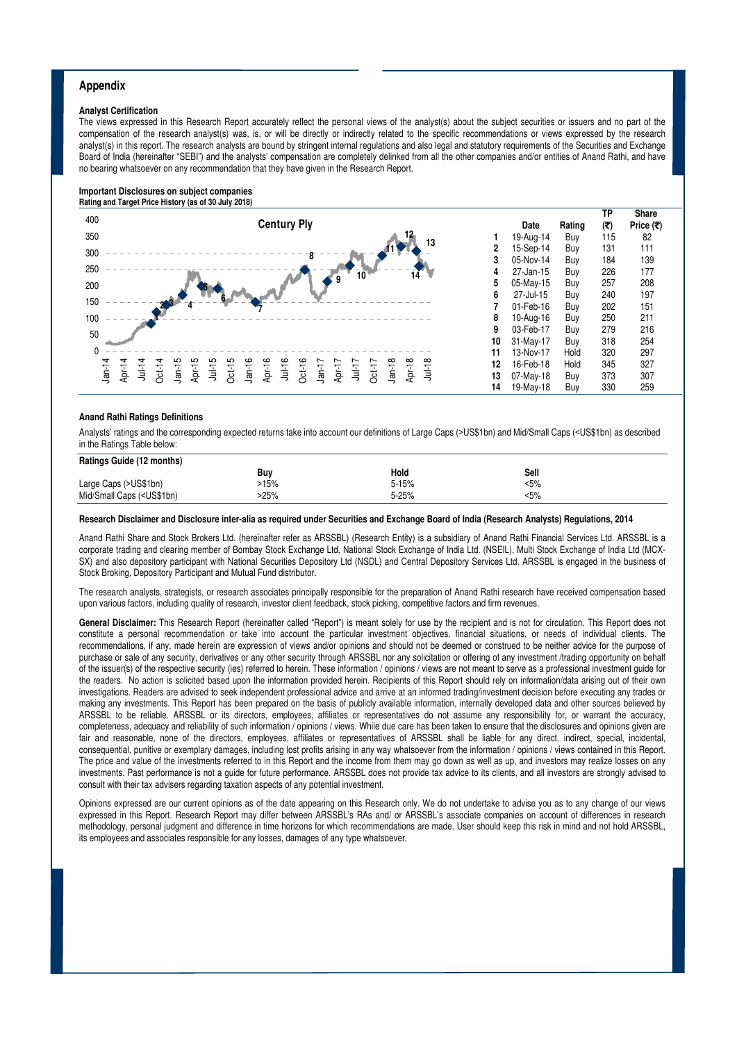## Appendix

### Analyst Certification

The views expressed in this Research Report accurately reflect the personal views of the analyst(s) about the subject securities or issuers and no part of the compensation of the research analyst(s) was, is, or will be directly or indirectly related to the specific recommendations or views expressed by the research analyst(s) in this report. The research analysts are bound by stringent internal regulations and also legal and statutory requirements of the Securities and Exchange Board of India (hereinafter "SEBI") and the analysts' compensation are completely delinked from all the other companies and/or entities of Anand Rathi, and have no bearing whatsoever on any recommendation that they have given in the Research Report.

### Important Disclosures on subject companies

**Rating and Target Price History (as of 30 July 2018)**

Century Ply

| | Date | Rating | TP (₹) | Share Price (₹) |
|---|---|---|---|---|
| 1 | 19-Aug-14 | Buy | 115 | 82 |
| 2 | 15-Sep-14 | Buy | 131 | 111 |
| 3 | 05-Nov-14 | Buy | 184 | 139 |
| 4 | 27-Jan-15 | Buy | 226 | 177 |
| 5 | 05-May-15 | Buy | 257 | 208 |
| 6 | 27-Jul-15 | Buy | 240 | 197 |
| 7 | 01-Feb-16 | Buy | 202 | 151 |
| 8 | 10-Aug-16 | Buy | 250 | 211 |
| 9 | 03-Feb-17 | Buy | 279 | 216 |
| 10 | 31-May-17 | Buy | 318 | 254 |
| 11 | 13-Nov-17 | Hold | 320 | 297 |
| 12 | 16-Feb-18 | Hold | 345 | 327 |
| 13 | 07-May-18 | Buy | 373 | 307 |
| 14 | 19-May-18 | Buy | 330 | 259 |

### Anand Rathi Ratings Definitions

Analysts' ratings and the corresponding expected returns take into account our definitions of Large Caps (>US$1bn) and Mid/Small Caps (<US$1bn) as described in the Ratings Table below:

| Ratings Guide (12 months) | Buy | Hold | Sell |
|---|---|---|---|
| Large Caps (>US$1bn) | >15% | 5-15% | <5% |
| Mid/Small Caps (<US$1bn) | >25% | 5-25% | <5% |

### Research Disclaimer and Disclosure inter-alia as required under Securities and Exchange Board of India (Research Analysts) Regulations, 2014

Anand Rathi Share and Stock Brokers Ltd. (hereinafter refer as ARSSBL) (Research Entity) is a subsidiary of Anand Rathi Financial Services Ltd. ARSSBL is a corporate trading and clearing member of Bombay Stock Exchange Ltd, National Stock Exchange of India Ltd. (NSEIL), Multi Stock Exchange of India Ltd (MCX-SX) and also depository participant with National Securities Depository Ltd (NSDL) and Central Depository Services Ltd. ARSSBL is engaged in the business of Stock Broking, Depository Participant and Mutual Fund distributor.

The research analysts, strategists, or research associates principally responsible for the preparation of Anand Rathi research have received compensation based upon various factors, including quality of research, investor client feedback, stock picking, competitive factors and firm revenues.

**General Disclaimer:** This Research Report (hereinafter called "Report") is meant solely for use by the recipient and is not for circulation. This Report does not constitute a personal recommendation or take into account the particular investment objectives, financial situations, or needs of individual clients. The recommendations, if any, made herein are expression of views and/or opinions and should not be deemed or construed to be neither advice for the purpose of purchase or sale of any security, derivatives or any other security through ARSSBL nor any solicitation or offering of any investment /trading opportunity on behalf of the issuer(s) of the respective security (ies) referred to herein. These information / opinions / views are not meant to serve as a professional investment guide for the readers. No action is solicited based upon the information provided herein. Recipients of this Report should rely on information/data arising out of their own investigations. Readers are advised to seek independent professional advice and arrive at an informed trading/investment decision before executing any trades or making any investments. This Report has been prepared on the basis of publicly available information, internally developed data and other sources believed by ARSSBL to be reliable. ARSSBL or its directors, employees, affiliates or representatives do not assume any responsibility for, or warrant the accuracy, completeness, adequacy and reliability of such information / opinions / views. While due care has been taken to ensure that the disclosures and opinions given are fair and reasonable, none of the directors, employees, affiliates or representatives of ARSSBL shall be liable for any direct, indirect, special, incidental, consequential, punitive or exemplary damages, including lost profits arising in any way whatsoever from the information / opinions / views contained in this Report. The price and value of the investments referred to in this Report and the income from them may go down as well as up, and investors may realize losses on any investments. Past performance is not a guide for future performance. ARSSBL does not provide tax advice to its clients, and all investors are strongly advised to consult with their tax advisers regarding taxation aspects of any potential investment.

Opinions expressed are our current opinions as of the date appearing on this Research only. We do not undertake to advise you as to any change of our views expressed in this Report. Research Report may differ between ARSSBL's RAs and/ or ARSSBL's associate companies on account of differences in research methodology, personal judgment and difference in time horizons for which recommendations are made. User should keep this risk in mind and not hold ARSSBL, its employees and associates responsible for any losses, damages of any type whatsoever.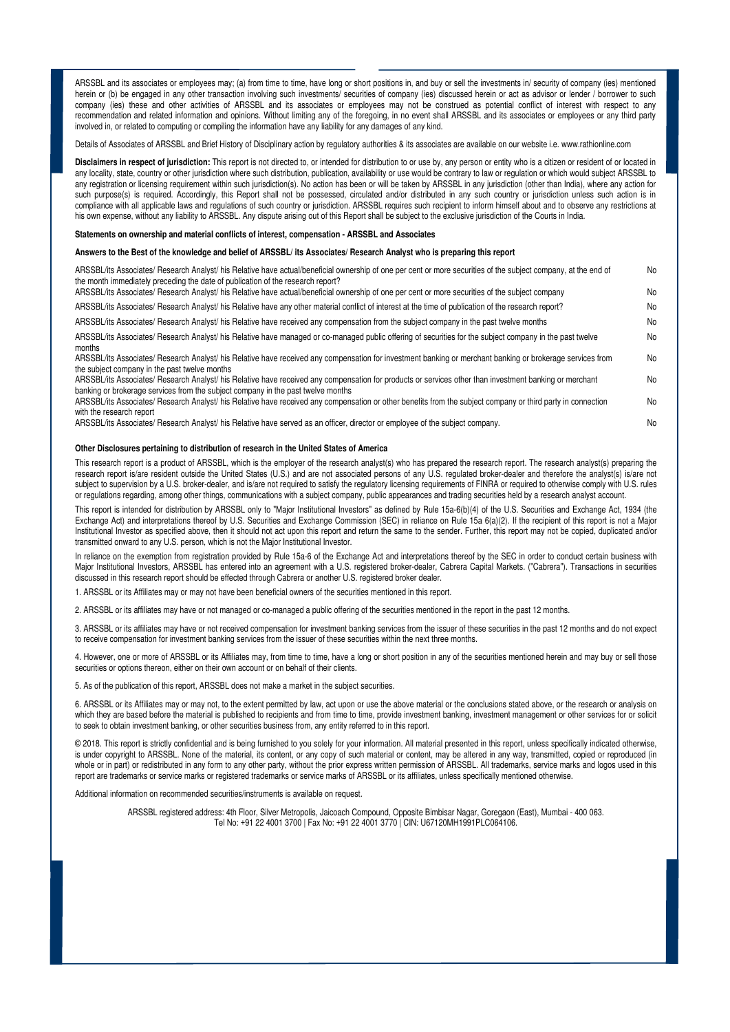ARSSBL and its associates or employees may; (a) from time to time, have long or short positions in, and buy or sell the investments in/ security of company (ies) mentioned herein or (b) be engaged in any other transaction involving such investments/ securities of company (ies) discussed herein or act as advisor or lender / borrower to such company (ies) these and other activities of ARSSBL and its associates or employees may not be construed as potential conflict of interest with respect to any recommendation and related information and opinions. Without limiting any of the foregoing, in no event shall ARSSBL and its associates or employees or any third party involved in, or related to computing or compiling the information have any liability for any damages of any kind.

Details of Associates of ARSSBL and Brief History of Disciplinary action by regulatory authorities & its associates are available on our website i.e. www.rathionline.com

**Disclaimers in respect of jurisdiction:** This report is not directed to, or intended for distribution to or use by, any person or entity who is a citizen or resident of or located in any locality, state, country or other jurisdiction where such distribution, publication, availability or use would be contrary to law or regulation or which would subject ARSSBL to any registration or licensing requirement within such jurisdiction(s). No action has been or will be taken by ARSSBL in any jurisdiction (other than India), where any action for such purpose(s) is required. Accordingly, this Report shall not be possessed, circulated and/or distributed in any such country or jurisdiction unless such action is in compliance with all applicable laws and regulations of such country or jurisdiction. ARSSBL requires such recipient to inform himself about and to observe any restrictions at his own expense, without any liability to ARSSBL. Any dispute arising out of this Report shall be subject to the exclusive jurisdiction of the Courts in India.

**Statements on ownership and material conflicts of interest, compensation - ARSSBL and Associates**

**Answers to the Best of the knowledge and belief of ARSSBL/ its Associates/ Research Analyst who is preparing this report**

| | |
|---|---|
| ARSSBL/its Associates/ Research Analyst/ his Relative have actual/beneficial ownership of one per cent or more securities of the subject company, at the end of the month immediately preceding the date of publication of the research report? | No |
| ARSSBL/its Associates/ Research Analyst/ his Relative have actual/beneficial ownership of one per cent or more securities of the subject company | No |
| ARSSBL/its Associates/ Research Analyst/ his Relative have any other material conflict of interest at the time of publication of the research report? | No |
| ARSSBL/its Associates/ Research Analyst/ his Relative have received any compensation from the subject company in the past twelve months | No |
| ARSSBL/its Associates/ Research Analyst/ his Relative have managed or co-managed public offering of securities for the subject company in the past twelve months | No |
| ARSSBL/its Associates/ Research Analyst/ his Relative have received any compensation for investment banking or merchant banking or brokerage services from the subject company in the past twelve months | No |
| ARSSBL/its Associates/ Research Analyst/ his Relative have received any compensation for products or services other than investment banking or merchant banking or brokerage services from the subject company in the past twelve months | No |
| ARSSBL/its Associates/ Research Analyst/ his Relative have received any compensation or other benefits from the subject company or third party in connection with the research report | No |
| ARSSBL/its Associates/ Research Analyst/ his Relative have served as an officer, director or employee of the subject company. | No |

**Other Disclosures pertaining to distribution of research in the United States of America**

This research report is a product of ARSSBL, which is the employer of the research analyst(s) who has prepared the research report. The research analyst(s) preparing the research report is/are resident outside the United States (U.S.) and are not associated persons of any U.S. regulated broker-dealer and therefore the analyst(s) is/are not subject to supervision by a U.S. broker-dealer, and is/are not required to satisfy the regulatory licensing requirements of FINRA or required to otherwise comply with U.S. rules or regulations regarding, among other things, communications with a subject company, public appearances and trading securities held by a research analyst account.

This report is intended for distribution by ARSSBL only to "Major Institutional Investors" as defined by Rule 15a-6(b)(4) of the U.S. Securities and Exchange Act, 1934 (the Exchange Act) and interpretations thereof by U.S. Securities and Exchange Commission (SEC) in reliance on Rule 15a 6(a)(2). If the recipient of this report is not a Major Institutional Investor as specified above, then it should not act upon this report and return the same to the sender. Further, this report may not be copied, duplicated and/or transmitted onward to any U.S. person, which is not the Major Institutional Investor.

In reliance on the exemption from registration provided by Rule 15a-6 of the Exchange Act and interpretations thereof by the SEC in order to conduct certain business with Major Institutional Investors, ARSSBL has entered into an agreement with a U.S. registered broker-dealer, Cabrera Capital Markets. ("Cabrera"). Transactions in securities discussed in this research report should be effected through Cabrera or another U.S. registered broker dealer.

1. ARSSBL or its Affiliates may or may not have been beneficial owners of the securities mentioned in this report.

2. ARSSBL or its affiliates may have or not managed or co-managed a public offering of the securities mentioned in the report in the past 12 months.

3. ARSSBL or its affiliates may have or not received compensation for investment banking services from the issuer of these securities in the past 12 months and do not expect to receive compensation for investment banking services from the issuer of these securities within the next three months.

4. However, one or more of ARSSBL or its Affiliates may, from time to time, have a long or short position in any of the securities mentioned herein and may buy or sell those securities or options thereon, either on their own account or on behalf of their clients.

5. As of the publication of this report, ARSSBL does not make a market in the subject securities.

6. ARSSBL or its Affiliates may or may not, to the extent permitted by law, act upon or use the above material or the conclusions stated above, or the research or analysis on which they are based before the material is published to recipients and from time to time, provide investment banking, investment management or other services for or solicit to seek to obtain investment banking, or other securities business from, any entity referred to in this report.

© 2018. This report is strictly confidential and is being furnished to you solely for your information. All material presented in this report, unless specifically indicated otherwise, is under copyright to ARSSBL. None of the material, its content, or any copy of such material or content, may be altered in any way, transmitted, copied or reproduced (in whole or in part) or redistributed in any form to any other party, without the prior express written permission of ARSSBL. All trademarks, service marks and logos used in this report are trademarks or service marks or registered trademarks or service marks of ARSSBL or its affiliates, unless specifically mentioned otherwise.

Additional information on recommended securities/instruments is available on request.

ARSSBL registered address: 4th Floor, Silver Metropolis, Jaicoach Compound, Opposite Bimbisar Nagar, Goregaon (East), Mumbai - 400 063.
Tel No: +91 22 4001 3700 | Fax No: +91 22 4001 3770 | CIN: U67120MH1991PLC064106.